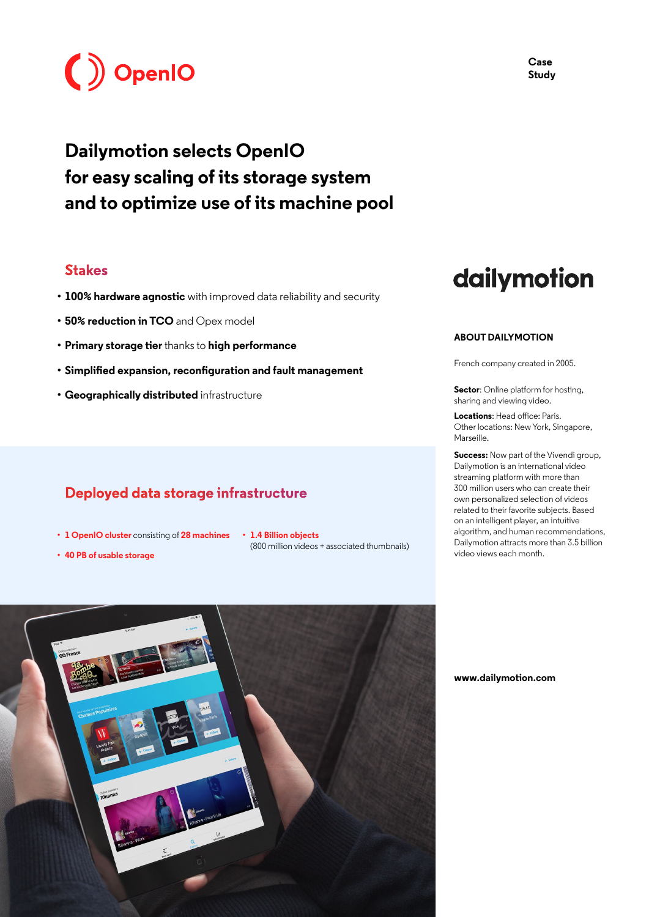OpenIO

Case Study

# Dailymotion selects OpenIO for easy scaling of its storage system and to optimize use of its machine pool

## Stakes

- **100% hardware agnostic** with improved data reliability and security
- **50% reduction in TCO** and Opex model
- **Primary storage tier** thanks to **high performance**
- **Simplified expansion, reconfiguration and fault management**
- **Geographically distributed** infrastructure

## Deployed data storage infrastructure

- **1 OpenIO cluster** consisting of **28 machines**
- **40 PB of usable storage**
- **1.4 Billion objects** (800 million videos + associated thumbnails)

dailymotion

### ABOUT DAILYMOTION

French company created in 2005.

**Sector**: Online platform for hosting, sharing and viewing video.

**Locations**: Head office: Paris. Other locations: New York, Singapore, Marseille.

**Success:** Now part of the Vivendi group, Dailymotion is an international video streaming platform with more than 300 million users who can create their own personalized selection of videos related to their favorite subjects. Based on an intelligent player, an intuitive algorithm, and human recommendations, Dailymotion attracts more than 3.5 billion video views each month.

**www.dailymotion.com**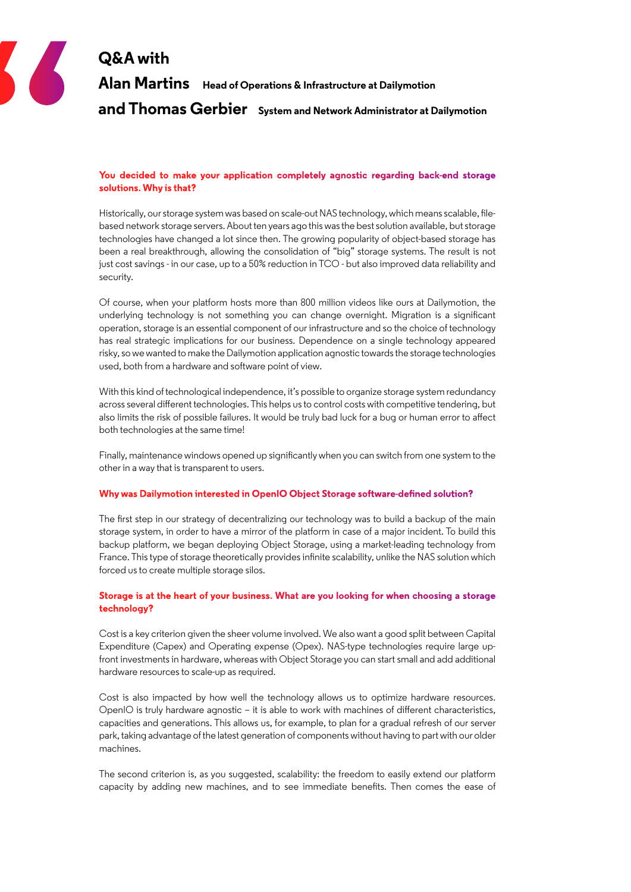# Q&A with

## Alan Martins **Head of Operations & Infrastructure at Dailymotion**

## and Thomas Gerbier **System and Network Administrator at Dailymotion**

**You decided to make your application completely agnostic regarding back-end storage solutions. Why is that?**

Historically, our storage system was based on scale-out NAS technology, which means scalable, file-based network storage servers. About ten years ago this was the best solution available, but storage technologies have changed a lot since then. The growing popularity of object-based storage has been a real breakthrough, allowing the consolidation of "big" storage systems. The result is not just cost savings - in our case, up to a 50% reduction in TCO - but also improved data reliability and security.

Of course, when your platform hosts more than 800 million videos like ours at Dailymotion, the underlying technology is not something you can change overnight. Migration is a significant operation, storage is an essential component of our infrastructure and so the choice of technology has real strategic implications for our business. Dependence on a single technology appeared risky, so we wanted to make the Dailymotion application agnostic towards the storage technologies used, both from a hardware and software point of view.

With this kind of technological independence, it's possible to organize storage system redundancy across several different technologies. This helps us to control costs with competitive tendering, but also limits the risk of possible failures. It would be truly bad luck for a bug or human error to affect both technologies at the same time!

Finally, maintenance windows opened up significantly when you can switch from one system to the other in a way that is transparent to users.

**Why was Dailymotion interested in OpenIO Object Storage software-defined solution?**

The first step in our strategy of decentralizing our technology was to build a backup of the main storage system, in order to have a mirror of the platform in case of a major incident. To build this backup platform, we began deploying Object Storage, using a market-leading technology from France. This type of storage theoretically provides infinite scalability, unlike the NAS solution which forced us to create multiple storage silos.

**Storage is at the heart of your business. What are you looking for when choosing a storage technology?**

Cost is a key criterion given the sheer volume involved. We also want a good split between Capital Expenditure (Capex) and Operating expense (Opex). NAS-type technologies require large up-front investments in hardware, whereas with Object Storage you can start small and add additional hardware resources to scale-up as required.

Cost is also impacted by how well the technology allows us to optimize hardware resources. OpenIO is truly hardware agnostic – it is able to work with machines of different characteristics, capacities and generations. This allows us, for example, to plan for a gradual refresh of our server park, taking advantage of the latest generation of components without having to part with our older machines.

The second criterion is, as you suggested, scalability: the freedom to easily extend our platform capacity by adding new machines, and to see immediate benefits. Then comes the ease of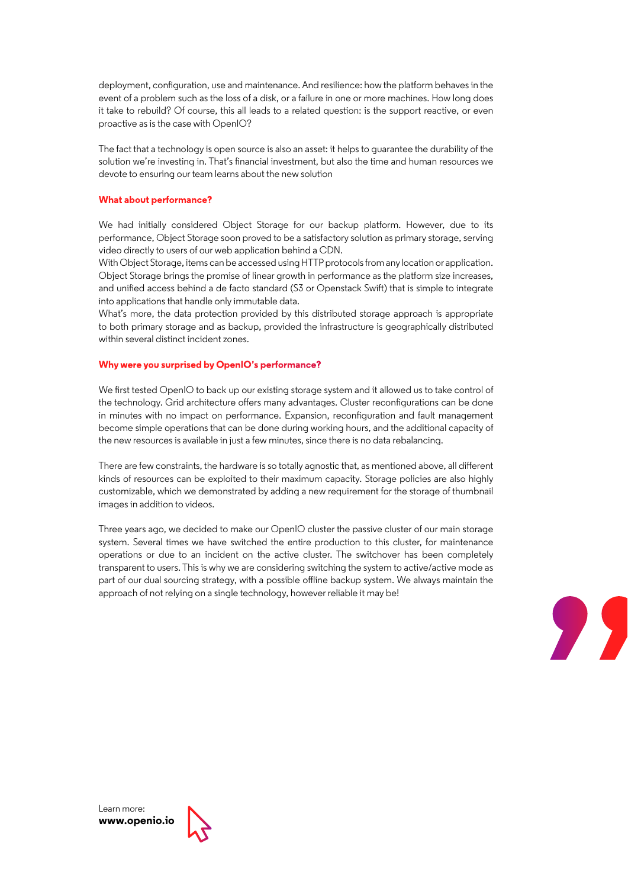deployment, configuration, use and maintenance. And resilience: how the platform behaves in the event of a problem such as the loss of a disk, or a failure in one or more machines. How long does it take to rebuild? Of course, this all leads to a related question: is the support reactive, or even proactive as is the case with OpenIO?

The fact that a technology is open source is also an asset: it helps to guarantee the durability of the solution we're investing in. That's financial investment, but also the time and human resources we devote to ensuring our team learns about the new solution

**What about performance?**

We had initially considered Object Storage for our backup platform. However, due to its performance, Object Storage soon proved to be a satisfactory solution as primary storage, serving video directly to users of our web application behind a CDN.
With Object Storage, items can be accessed using HTTP protocols from any location or application. Object Storage brings the promise of linear growth in performance as the platform size increases, and unified access behind a de facto standard (S3 or Openstack Swift) that is simple to integrate into applications that handle only immutable data.
What's more, the data protection provided by this distributed storage approach is appropriate to both primary storage and as backup, provided the infrastructure is geographically distributed within several distinct incident zones.

**Why were you surprised by OpenIO's performance?**

We first tested OpenIO to back up our existing storage system and it allowed us to take control of the technology. Grid architecture offers many advantages. Cluster reconfigurations can be done in minutes with no impact on performance. Expansion, reconfiguration and fault management become simple operations that can be done during working hours, and the additional capacity of the new resources is available in just a few minutes, since there is no data rebalancing.

There are few constraints, the hardware is so totally agnostic that, as mentioned above, all different kinds of resources can be exploited to their maximum capacity. Storage policies are also highly customizable, which we demonstrated by adding a new requirement for the storage of thumbnail images in addition to videos.

Three years ago, we decided to make our OpenIO cluster the passive cluster of our main storage system. Several times we have switched the entire production to this cluster, for maintenance operations or due to an incident on the active cluster. The switchover has been completely transparent to users. This is why we are considering switching the system to active/active mode as part of our dual sourcing strategy, with a possible offline backup system. We always maintain the approach of not relying on a single technology, however reliable it may be!

Learn more:
**www.openio.io**